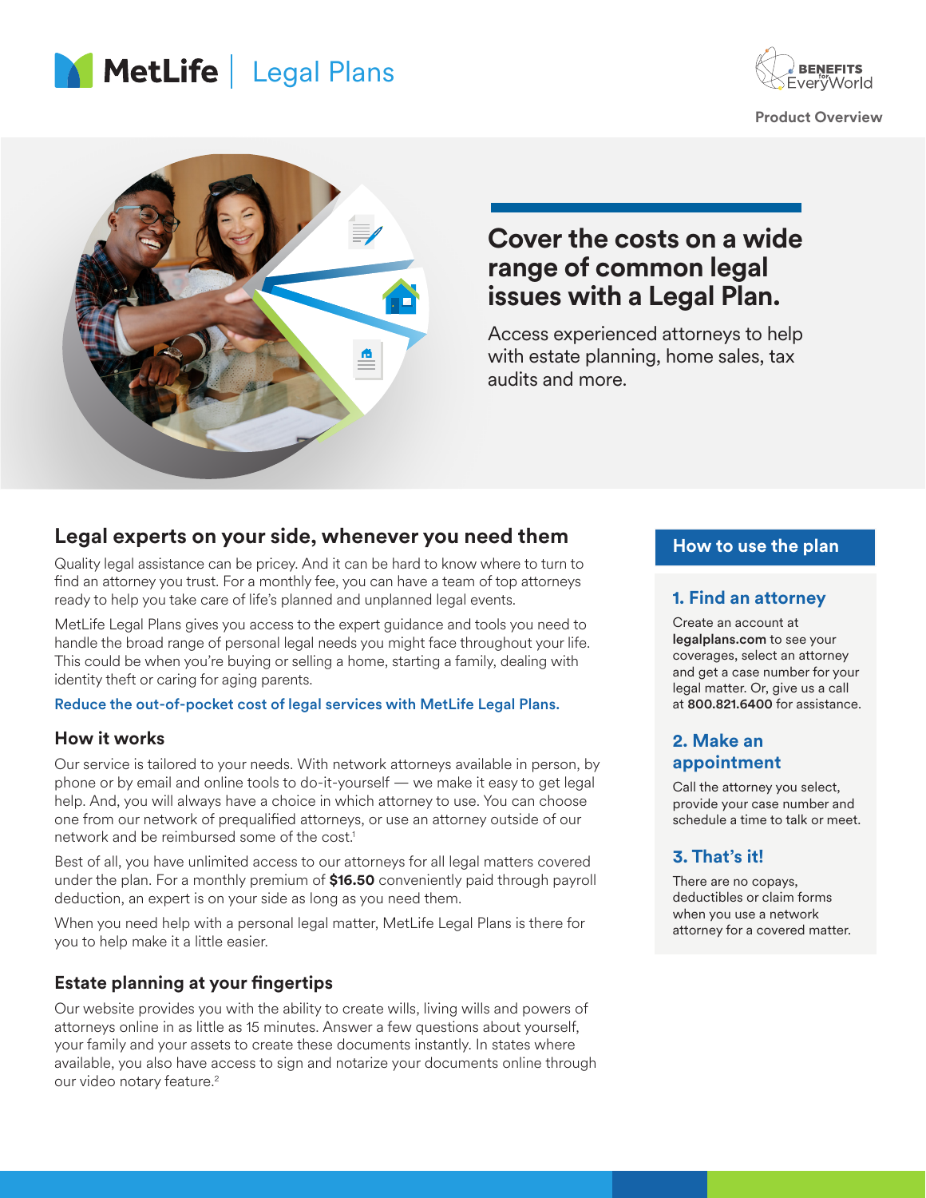MetLife | Legal Plans

BENEFITS for EveryWorld

Product Overview

# Cover the costs on a wide range of common legal issues with a Legal Plan.

Access experienced attorneys to help with estate planning, home sales, tax audits and more.

## Legal experts on your side, whenever you need them

Quality legal assistance can be pricey. And it can be hard to know where to turn to find an attorney you trust. For a monthly fee, you can have a team of top attorneys ready to help you take care of life's planned and unplanned legal events.

MetLife Legal Plans gives you access to the expert guidance and tools you need to handle the broad range of personal legal needs you might face throughout your life. This could be when you're buying or selling a home, starting a family, dealing with identity theft or caring for aging parents.

Reduce the out-of-pocket cost of legal services with MetLife Legal Plans.

### How it works

Our service is tailored to your needs. With network attorneys available in person, by phone or by email and online tools to do-it-yourself — we make it easy to get legal help. And, you will always have a choice in which attorney to use. You can choose one from our network of prequalified attorneys, or use an attorney outside of our network and be reimbursed some of the cost.[1]

Best of all, you have unlimited access to our attorneys for all legal matters covered under the plan. For a monthly premium of **$16.50** conveniently paid through payroll deduction, an expert is on your side as long as you need them.

When you need help with a personal legal matter, MetLife Legal Plans is there for you to help make it a little easier.

### Estate planning at your fingertips

Our website provides you with the ability to create wills, living wills and powers of attorneys online in as little as 15 minutes. Answer a few questions about yourself, your family and your assets to create these documents instantly. In states where available, you also have access to sign and notarize your documents online through our video notary feature.[2]

## How to use the plan

### 1. Find an attorney

Create an account at **legalplans.com** to see your coverages, select an attorney and get a case number for your legal matter. Or, give us a call at **800.821.6400** for assistance.

### 2. Make an appointment

Call the attorney you select, provide your case number and schedule a time to talk or meet.

### 3. That's it!

There are no copays, deductibles or claim forms when you use a network attorney for a covered matter.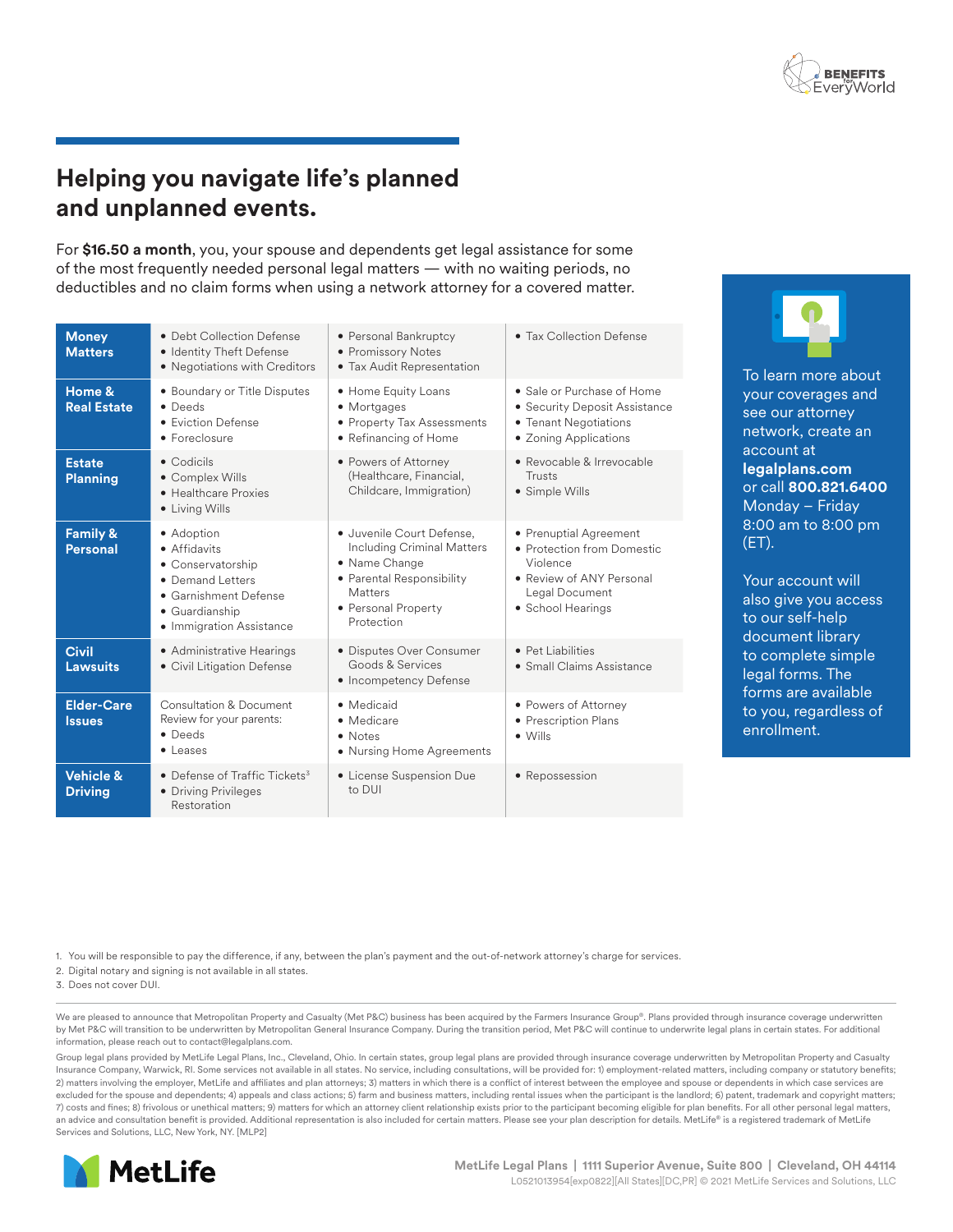## Helping you navigate life's planned and unplanned events.

For **$16.50 a month**, you, your spouse and dependents get legal assistance for some of the most frequently needed personal legal matters — with no waiting periods, no deductibles and no claim forms when using a network attorney for a covered matter.

| | | | |
|---|---|---|---|
| **Money Matters** | • Debt Collection Defense<br>• Identity Theft Defense<br>• Negotiations with Creditors | • Personal Bankruptcy<br>• Promissory Notes<br>• Tax Audit Representation | • Tax Collection Defense |
| **Home & Real Estate** | • Boundary or Title Disputes<br>• Deeds<br>• Eviction Defense<br>• Foreclosure | • Home Equity Loans<br>• Mortgages<br>• Property Tax Assessments<br>• Refinancing of Home | • Sale or Purchase of Home<br>• Security Deposit Assistance<br>• Tenant Negotiations<br>• Zoning Applications |
| **Estate Planning** | • Codicils<br>• Complex Wills<br>• Healthcare Proxies<br>• Living Wills | • Powers of Attorney (Healthcare, Financial, Childcare, Immigration) | • Revocable & Irrevocable Trusts<br>• Simple Wills |
| **Family & Personal** | • Adoption<br>• Affidavits<br>• Conservatorship<br>• Demand Letters<br>• Garnishment Defense<br>• Guardianship<br>• Immigration Assistance | • Juvenile Court Defense, Including Criminal Matters<br>• Name Change<br>• Parental Responsibility Matters<br>• Personal Property Protection | • Prenuptial Agreement<br>• Protection from Domestic Violence<br>• Review of ANY Personal Legal Document<br>• School Hearings |
| **Civil Lawsuits** | • Administrative Hearings<br>• Civil Litigation Defense | • Disputes Over Consumer Goods & Services<br>• Incompetency Defense | • Pet Liabilities<br>• Small Claims Assistance |
| **Elder-Care Issues** | Consultation & Document Review for your parents:<br>• Deeds<br>• Leases | • Medicaid<br>• Medicare<br>• Notes<br>• Nursing Home Agreements | • Powers of Attorney<br>• Prescription Plans<br>• Wills |
| **Vehicle & Driving** | • Defense of Traffic Tickets[3]<br>• Driving Privileges Restoration | • License Suspension Due to DUI | • Repossession |

To learn more about your coverages and see our attorney network, create an account at **legalplans.com** or call **800.821.6400** Monday – Friday 8:00 am to 8:00 pm (ET).

Your account will also give you access to our self-help document library to complete simple legal forms. The forms are available to you, regardless of enrollment.

1. You will be responsible to pay the difference, if any, between the plan's payment and the out-of-network attorney's charge for services.
2. Digital notary and signing is not available in all states.
3. Does not cover DUI.

We are pleased to announce that Metropolitan Property and Casualty (Met P&C) business has been acquired by the Farmers Insurance Group®. Plans provided through insurance coverage underwritten by Met P&C will transition to be underwritten by Metropolitan General Insurance Company. During the transition period, Met P&C will continue to underwrite legal plans in certain states. For additional information, please reach out to contact@legalplans.com.

Group legal plans provided by MetLife Legal Plans, Inc., Cleveland, Ohio. In certain states, group legal plans are provided through insurance coverage underwritten by Metropolitan Property and Casualty Insurance Company, Warwick, RI. Some services not available in all states. No service, including consultations, will be provided for: 1) employment-related matters, including company or statutory benefits; 2) matters involving the employer, MetLife and affiliates and plan attorneys; 3) matters in which there is a conflict of interest between the employee and spouse or dependents in which case services are excluded for the spouse and dependents; 4) appeals and class actions; 5) farm and business matters, including rental issues when the participant is the landlord; 6) patent, trademark and copyright matters; 7) costs and fines; 8) frivolous or unethical matters; 9) matters for which an attorney client relationship exists prior to the participant becoming eligible for plan benefits. For all other personal legal matters, an advice and consultation benefit is provided. Additional representation is also included for certain matters. Please see your plan description for details. MetLife® is a registered trademark of MetLife Services and Solutions, LLC, New York, NY. [MLP2]

MetLife Legal Plans | 1111 Superior Avenue, Suite 800 | Cleveland, OH 44114

L0521013954[exp0822][All States][DC,PR] © 2021 MetLife Services and Solutions, LLC